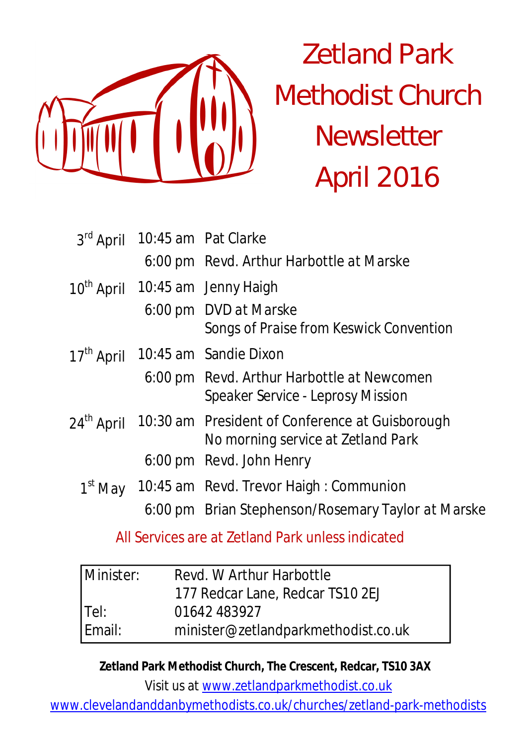# Zetland Park Methodist Church Newsletter April 2016

| | | |
|---|---|---|
| 3rd April | 10:45 am | Pat Clarke |
| | 6:00 pm | Revd. Arthur Harbottle at Marske |
| 10th April | 10:45 am | Jenny Haigh |
| | 6:00 pm | DVD at Marske<br>Songs of Praise from Keswick Convention |
| 17th April | 10:45 am | Sandie Dixon |
| | 6:00 pm | Revd. Arthur Harbottle at Newcomen<br>Speaker Service - Leprosy Mission |
| 24th April | 10:30 am | President of Conference at Guisborough<br>No morning service at Zetland Park |
| | 6:00 pm | Revd. John Henry |
| 1st May | 10:45 am | Revd. Trevor Haigh : Communion |
| | 6:00 pm | Brian Stephenson/Rosemary Taylor at Marske |

All Services are at Zetland Park unless indicated

| | |
|---|---|
| Minister: | Revd. W Arthur Harbottle<br>177 Redcar Lane, Redcar TS10 2EJ |
| Tel: | 01642 483927 |
| Email: | minister@zetlandparkmethodist.co.uk |

**Zetland Park Methodist Church, The Crescent, Redcar, TS10 3AX**

Visit us at www.zetlandparkmethodist.co.uk

www.clevelandanddanbymethodists.co.uk/churches/zetland-park-methodists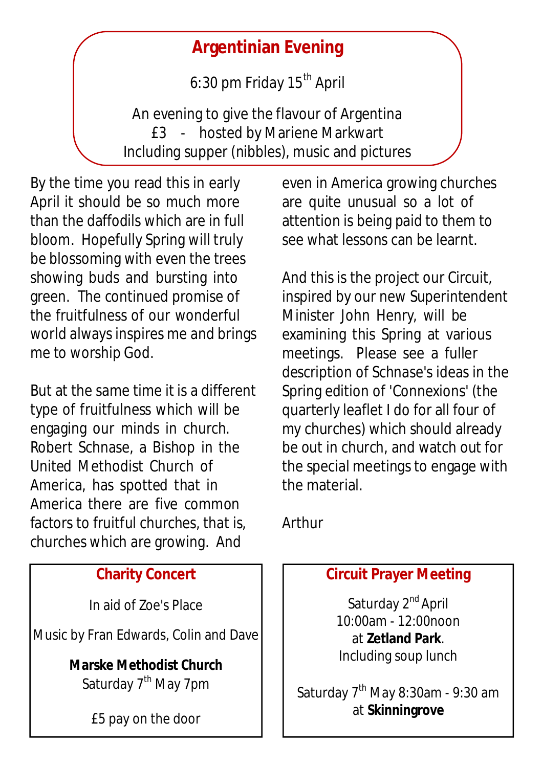## Argentinian Evening

6:30 pm Friday 15th April

An evening to give the flavour of Argentina
£3 - hosted by Mariene Markwart
Including supper (nibbles), music and pictures

By the time you read this in early April it should be so much more than the daffodils which are in full bloom. Hopefully Spring will truly be blossoming with even the trees showing buds and bursting into green. The continued promise of the fruitfulness of our wonderful world always inspires me and brings me to worship God.

But at the same time it is a different type of fruitfulness which will be engaging our minds in church. Robert Schnase, a Bishop in the United Methodist Church of America, has spotted that in America there are five common factors to fruitful churches, that is, churches which are growing. And even in America growing churches are quite unusual so a lot of attention is being paid to them to see what lessons can be learnt.

And this is the project our Circuit, inspired by our new Superintendent Minister John Henry, will be examining this Spring at various meetings. Please see a fuller description of Schnase's ideas in the Spring edition of 'Connexions' (the quarterly leaflet I do for all four of my churches) which should already be out in church, and watch out for the special meetings to engage with the material.

Arthur

## Charity Concert

In aid of Zoe's Place

Music by Fran Edwards, Colin and Dave

**Marske Methodist Church**
Saturday 7th May 7pm

£5 pay on the door

## Circuit Prayer Meeting

Saturday 2nd April
10:00am - 12:00noon
at **Zetland Park**.
Including soup lunch

Saturday 7th May 8:30am - 9:30 am
at **Skinningrove**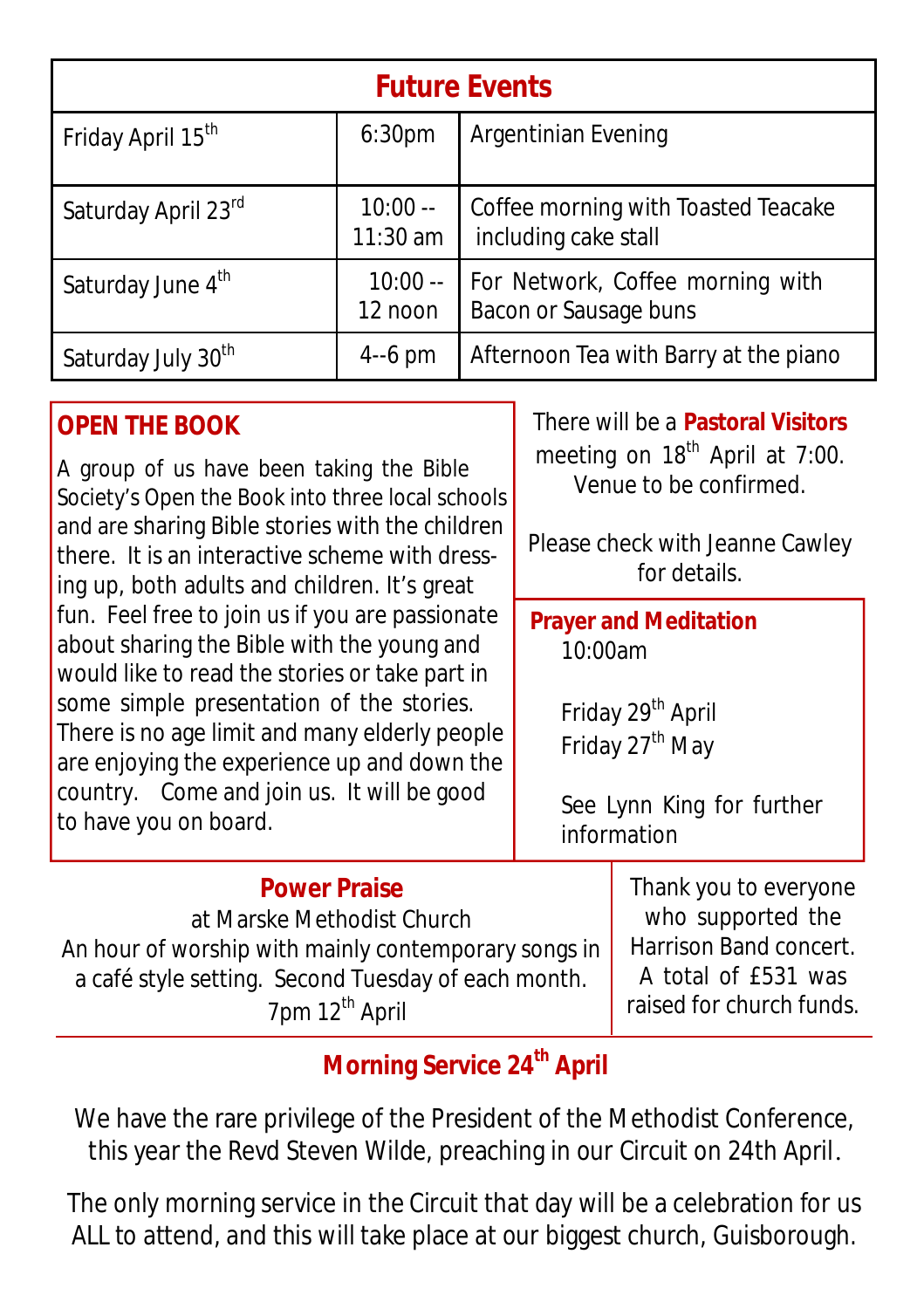## Future Events

| Date | Time | Event |
|---|---|---|
| Friday April 15th | 6:30pm | Argentinian Evening |
| Saturday April 23rd | 10:00 -- 11:30 am | Coffee morning with Toasted Teacake including cake stall |
| Saturday June 4th | 10:00 -- 12 noon | For Network, Coffee morning with Bacon or Sausage buns |
| Saturday July 30th | 4--6 pm | Afternoon Tea with Barry at the piano |

### OPEN THE BOOK

A group of us have been taking the Bible Society's Open the Book into three local schools and are sharing Bible stories with the children there. It is an interactive scheme with dressing up, both adults and children. It's great fun. Feel free to join us if you are passionate about sharing the Bible with the young and would like to read the stories or take part in some simple presentation of the stories. There is no age limit and many elderly people are enjoying the experience up and down the country. Come and join us. It will be good to have you on board.

There will be a **Pastoral Visitors** meeting on 18th April at 7:00. Venue to be confirmed.

Please check with Jeanne Cawley for details.

### Prayer and Meditation

10:00am

Friday 29th April
Friday 27th May

See Lynn King for further information

### Power Praise

at Marske Methodist Church
An hour of worship with mainly contemporary songs in a café style setting. Second Tuesday of each month.
7pm 12th April

Thank you to everyone who supported the Harrison Band concert. A total of £531 was raised for church funds.

### Morning Service 24th April

We have the rare privilege of the President of the Methodist Conference, this year the Revd Steven Wilde, preaching in our Circuit on 24th April.

The only morning service in the Circuit that day will be a celebration for us ALL to attend, and this will take place at our biggest church, Guisborough.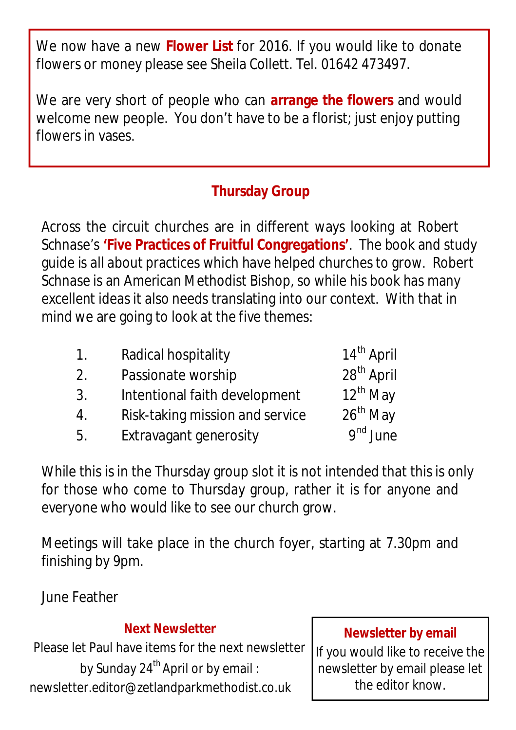We now have a new **Flower List** for 2016. If you would like to donate flowers or money please see Sheila Collett. Tel. 01642 473497.

We are very short of people who can **arrange the flowers** and would welcome new people. You don't have to be a florist; just enjoy putting flowers in vases.

## Thursday Group

Across the circuit churches are in different ways looking at Robert Schnase's **'Five Practices of Fruitful Congregations'**. The book and study guide is all about practices which have helped churches to grow. Robert Schnase is an American Methodist Bishop, so while his book has many excellent ideas it also needs translating into our context. With that in mind we are going to look at the five themes:

| | | |
|---|---|---|
| 1. | Radical hospitality | 14th April |
| 2. | Passionate worship | 28th April |
| 3. | Intentional faith development | 12th May |
| 4. | Risk-taking mission and service | 26th May |
| 5. | Extravagant generosity | 9nd June |

While this is in the Thursday group slot it is not intended that this is only for those who come to Thursday group, rather it is for anyone and everyone who would like to see our church grow.

Meetings will take place in the church foyer, starting at 7.30pm and finishing by 9pm.

June Feather

### Next Newsletter

Please let Paul have items for the next newsletter by Sunday 24th April or by email : newsletter.editor@zetlandparkmethodist.co.uk

### Newsletter by email

If you would like to receive the newsletter by email please let the editor know.